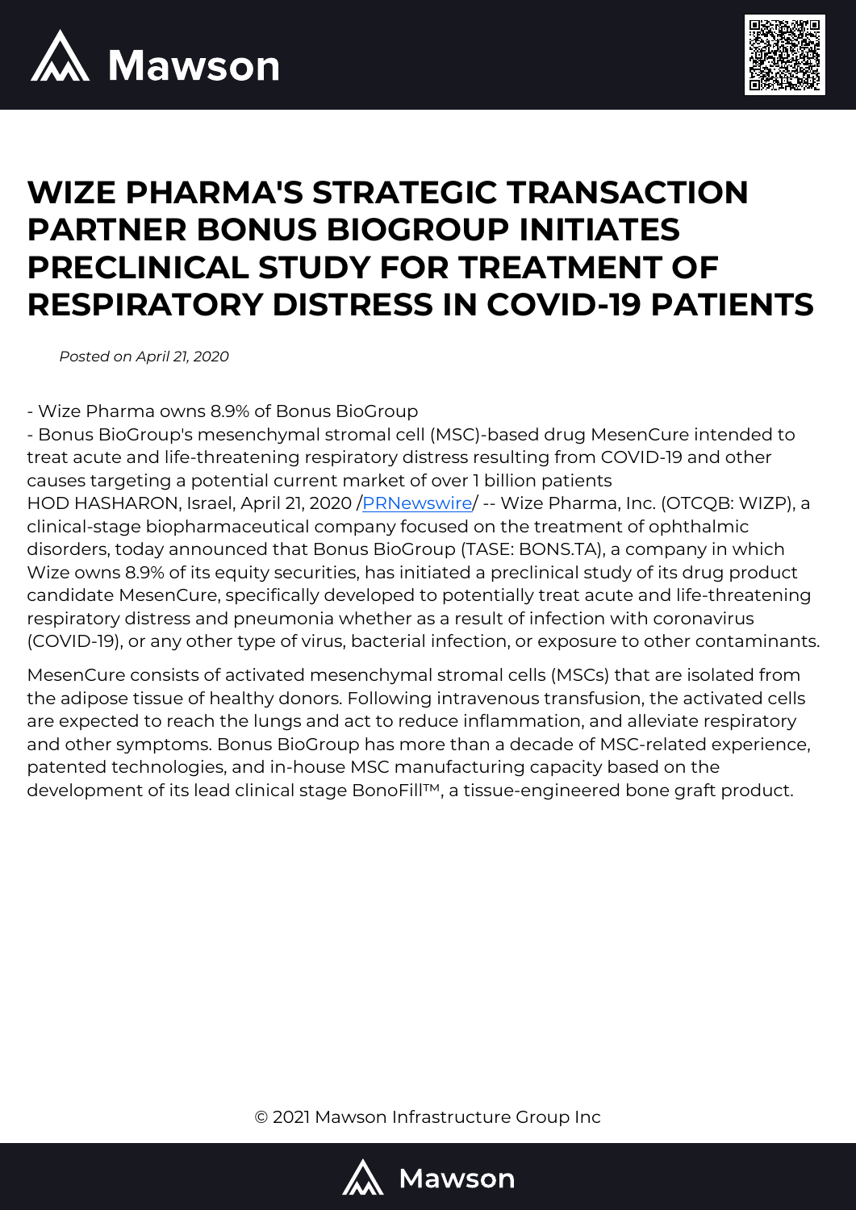# WIZE PHARMA'S STRATEGIC TRANSACTION PARTNER BONUS BIOGROUP INITIATES PRECLINICAL STUDY FOR TREATMENT OF RESPIRATORY DISTRESS IN COVID-19 PATIENTS

*Posted on April 21, 2020*

- Wize Pharma owns 8.9% of Bonus BioGroup
- Bonus BioGroup's mesenchymal stromal cell (MSC)-based drug MesenCure intended to treat acute and life-threatening respiratory distress resulting from COVID-19 and other causes targeting a potential current market of over 1 billion patients

HOD HASHARON, Israel, April 21, 2020 /PRNewswire/ -- Wize Pharma, Inc. (OTCQB: WIZP), a clinical-stage biopharmaceutical company focused on the treatment of ophthalmic disorders, today announced that Bonus BioGroup (TASE: BONS.TA), a company in which Wize owns 8.9% of its equity securities, has initiated a preclinical study of its drug product candidate MesenCure, specifically developed to potentially treat acute and life-threatening respiratory distress and pneumonia whether as a result of infection with coronavirus (COVID-19), or any other type of virus, bacterial infection, or exposure to other contaminants.

MesenCure consists of activated mesenchymal stromal cells (MSCs) that are isolated from the adipose tissue of healthy donors. Following intravenous transfusion, the activated cells are expected to reach the lungs and act to reduce inflammation, and alleviate respiratory and other symptoms. Bonus BioGroup has more than a decade of MSC-related experience, patented technologies, and in-house MSC manufacturing capacity based on the development of its lead clinical stage BonoFill™, a tissue-engineered bone graft product.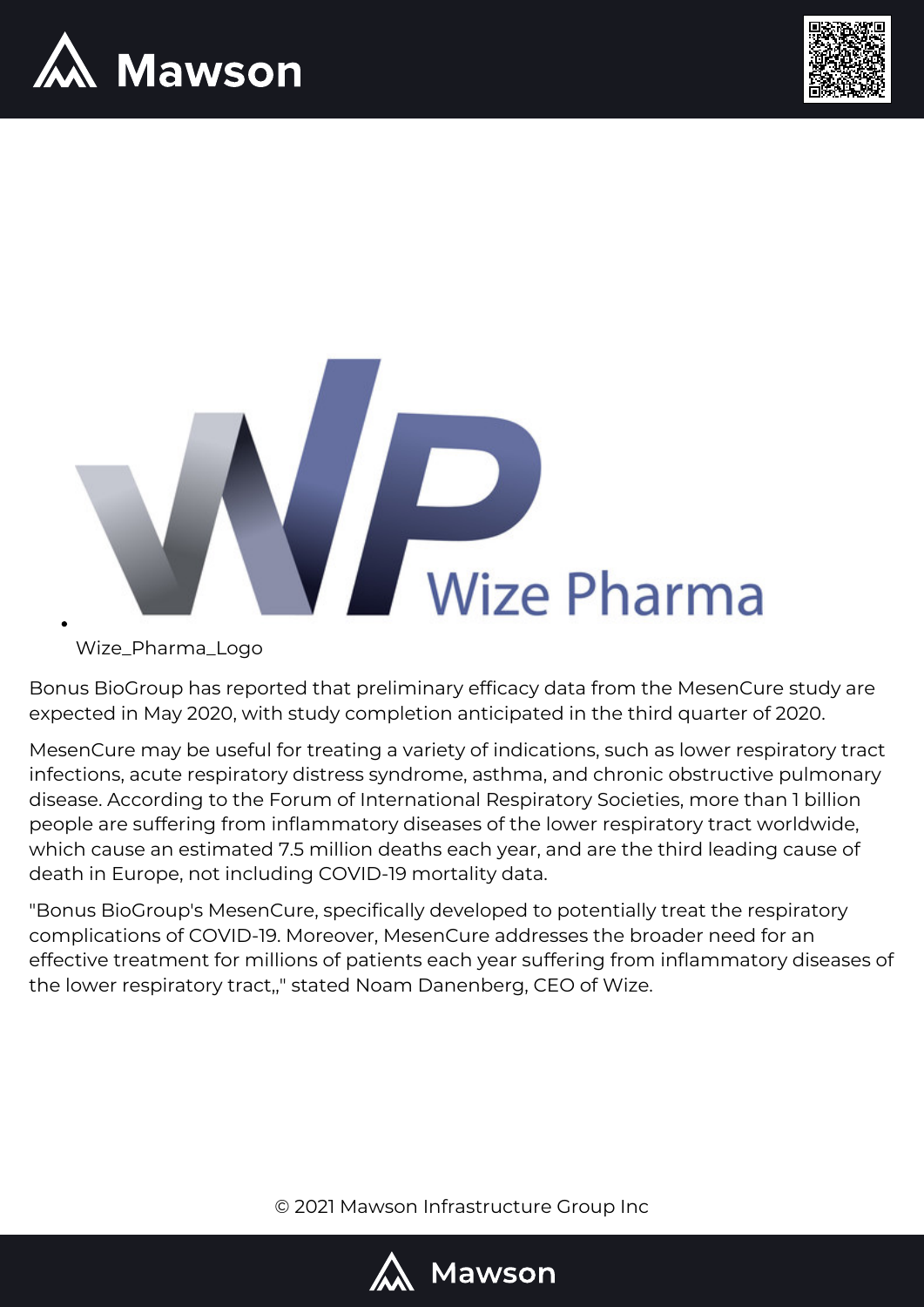- Wize_Pharma_Logo

Bonus BioGroup has reported that preliminary efficacy data from the MesenCure study are expected in May 2020, with study completion anticipated in the third quarter of 2020.

MesenCure may be useful for treating a variety of indications, such as lower respiratory tract infections, acute respiratory distress syndrome, asthma, and chronic obstructive pulmonary disease. According to the Forum of International Respiratory Societies, more than 1 billion people are suffering from inflammatory diseases of the lower respiratory tract worldwide, which cause an estimated 7.5 million deaths each year, and are the third leading cause of death in Europe, not including COVID-19 mortality data.

"Bonus BioGroup's MesenCure, specifically developed to potentially treat the respiratory complications of COVID-19. Moreover, MesenCure addresses the broader need for an effective treatment for millions of patients each year suffering from inflammatory diseases of the lower respiratory tract,," stated Noam Danenberg, CEO of Wize.

© 2021 Mawson Infrastructure Group Inc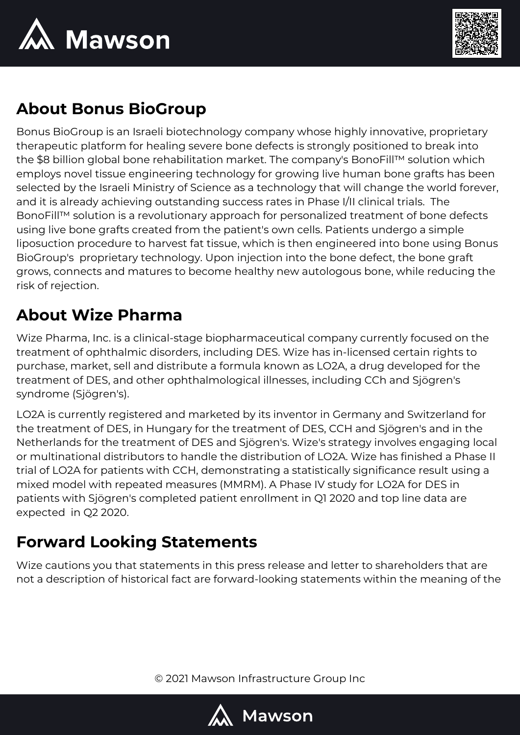## About Bonus BioGroup

Bonus BioGroup is an Israeli biotechnology company whose highly innovative, proprietary therapeutic platform for healing severe bone defects is strongly positioned to break into the $8 billion global bone rehabilitation market. The company's BonoFill™ solution which employs novel tissue engineering technology for growing live human bone grafts has been selected by the Israeli Ministry of Science as a technology that will change the world forever, and it is already achieving outstanding success rates in Phase I/II clinical trials. The BonoFill™ solution is a revolutionary approach for personalized treatment of bone defects using live bone grafts created from the patient's own cells. Patients undergo a simple liposuction procedure to harvest fat tissue, which is then engineered into bone using Bonus BioGroup's proprietary technology. Upon injection into the bone defect, the bone graft grows, connects and matures to become healthy new autologous bone, while reducing the risk of rejection.

## About Wize Pharma

Wize Pharma, Inc. is a clinical-stage biopharmaceutical company currently focused on the treatment of ophthalmic disorders, including DES. Wize has in-licensed certain rights to purchase, market, sell and distribute a formula known as LO2A, a drug developed for the treatment of DES, and other ophthalmological illnesses, including CCh and Sjögren's syndrome (Sjögren's).

LO2A is currently registered and marketed by its inventor in Germany and Switzerland for the treatment of DES, in Hungary for the treatment of DES, CCH and Sjögren's and in the Netherlands for the treatment of DES and Sjögren's. Wize's strategy involves engaging local or multinational distributors to handle the distribution of LO2A. Wize has finished a Phase II trial of LO2A for patients with CCH, demonstrating a statistically significance result using a mixed model with repeated measures (MMRM). A Phase IV study for LO2A for DES in patients with Sjögren's completed patient enrollment in Q1 2020 and top line data are expected in Q2 2020.

## Forward Looking Statements

Wize cautions you that statements in this press release and letter to shareholders that are not a description of historical fact are forward-looking statements within the meaning of the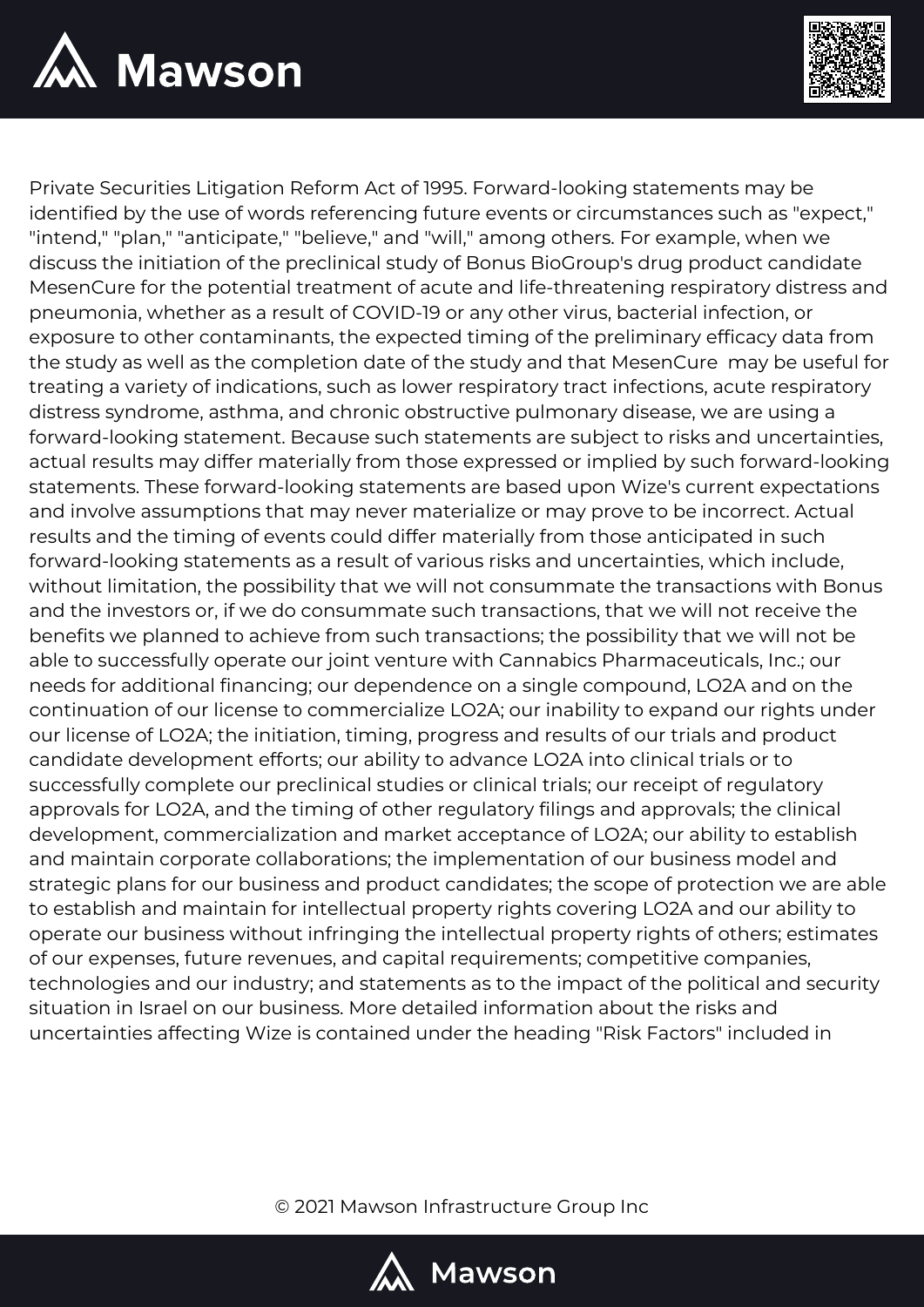Private Securities Litigation Reform Act of 1995. Forward-looking statements may be identified by the use of words referencing future events or circumstances such as "expect," "intend," "plan," "anticipate," "believe," and "will," among others. For example, when we discuss the initiation of the preclinical study of Bonus BioGroup's drug product candidate MesenCure for the potential treatment of acute and life-threatening respiratory distress and pneumonia, whether as a result of COVID-19 or any other virus, bacterial infection, or exposure to other contaminants, the expected timing of the preliminary efficacy data from the study as well as the completion date of the study and that MesenCure may be useful for treating a variety of indications, such as lower respiratory tract infections, acute respiratory distress syndrome, asthma, and chronic obstructive pulmonary disease, we are using a forward-looking statement. Because such statements are subject to risks and uncertainties, actual results may differ materially from those expressed or implied by such forward-looking statements. These forward-looking statements are based upon Wize's current expectations and involve assumptions that may never materialize or may prove to be incorrect. Actual results and the timing of events could differ materially from those anticipated in such forward-looking statements as a result of various risks and uncertainties, which include, without limitation, the possibility that we will not consummate the transactions with Bonus and the investors or, if we do consummate such transactions, that we will not receive the benefits we planned to achieve from such transactions; the possibility that we will not be able to successfully operate our joint venture with Cannabics Pharmaceuticals, Inc.; our needs for additional financing; our dependence on a single compound, LO2A and on the continuation of our license to commercialize LO2A; our inability to expand our rights under our license of LO2A; the initiation, timing, progress and results of our trials and product candidate development efforts; our ability to advance LO2A into clinical trials or to successfully complete our preclinical studies or clinical trials; our receipt of regulatory approvals for LO2A, and the timing of other regulatory filings and approvals; the clinical development, commercialization and market acceptance of LO2A; our ability to establish and maintain corporate collaborations; the implementation of our business model and strategic plans for our business and product candidates; the scope of protection we are able to establish and maintain for intellectual property rights covering LO2A and our ability to operate our business without infringing the intellectual property rights of others; estimates of our expenses, future revenues, and capital requirements; competitive companies, technologies and our industry; and statements as to the impact of the political and security situation in Israel on our business. More detailed information about the risks and uncertainties affecting Wize is contained under the heading "Risk Factors" included in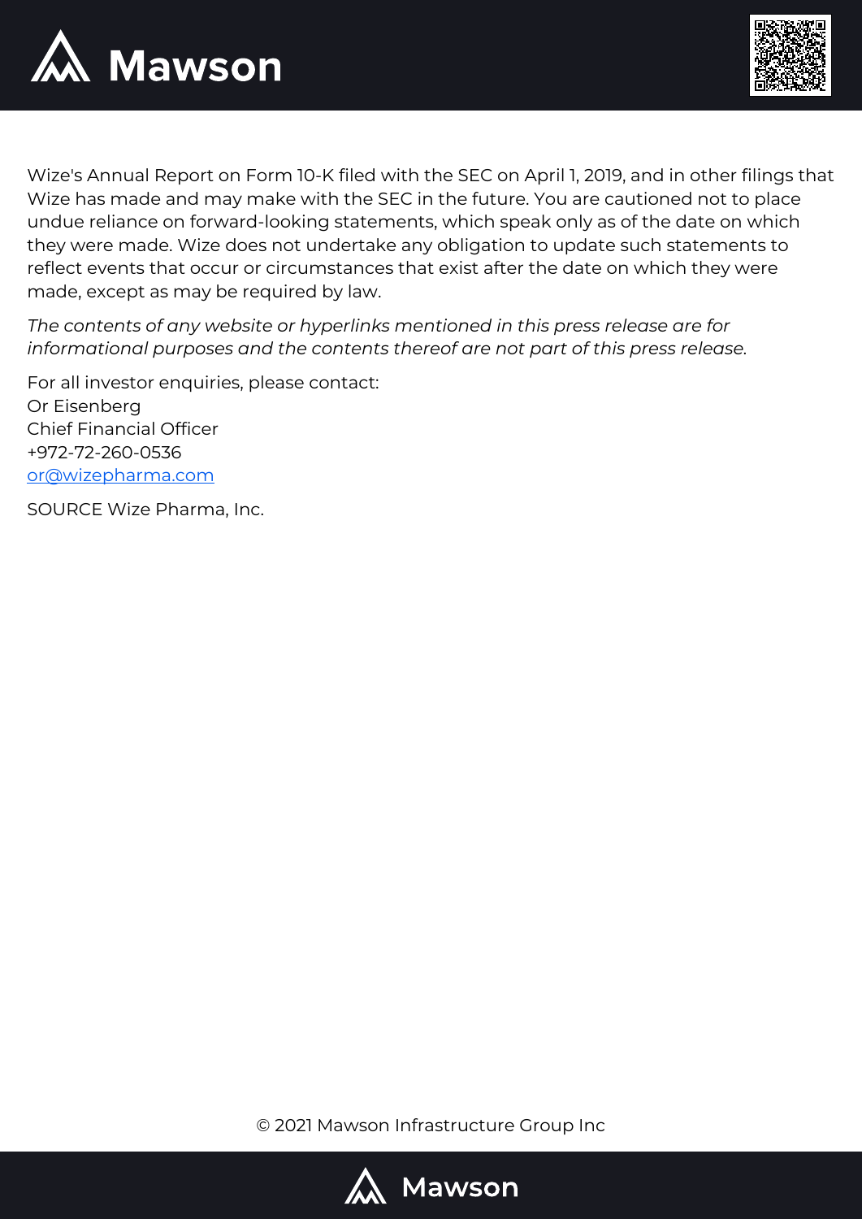Wize's Annual Report on Form 10-K filed with the SEC on April 1, 2019, and in other filings that Wize has made and may make with the SEC in the future. You are cautioned not to place undue reliance on forward-looking statements, which speak only as of the date on which they were made. Wize does not undertake any obligation to update such statements to reflect events that occur or circumstances that exist after the date on which they were made, except as may be required by law.

*The contents of any website or hyperlinks mentioned in this press release are for informational purposes and the contents thereof are not part of this press release.*

For all investor enquiries, please contact:
Or Eisenberg
Chief Financial Officer
+972-72-260-0536
[or@wizepharma.com](mailto:or@wizepharma.com)

SOURCE Wize Pharma, Inc.